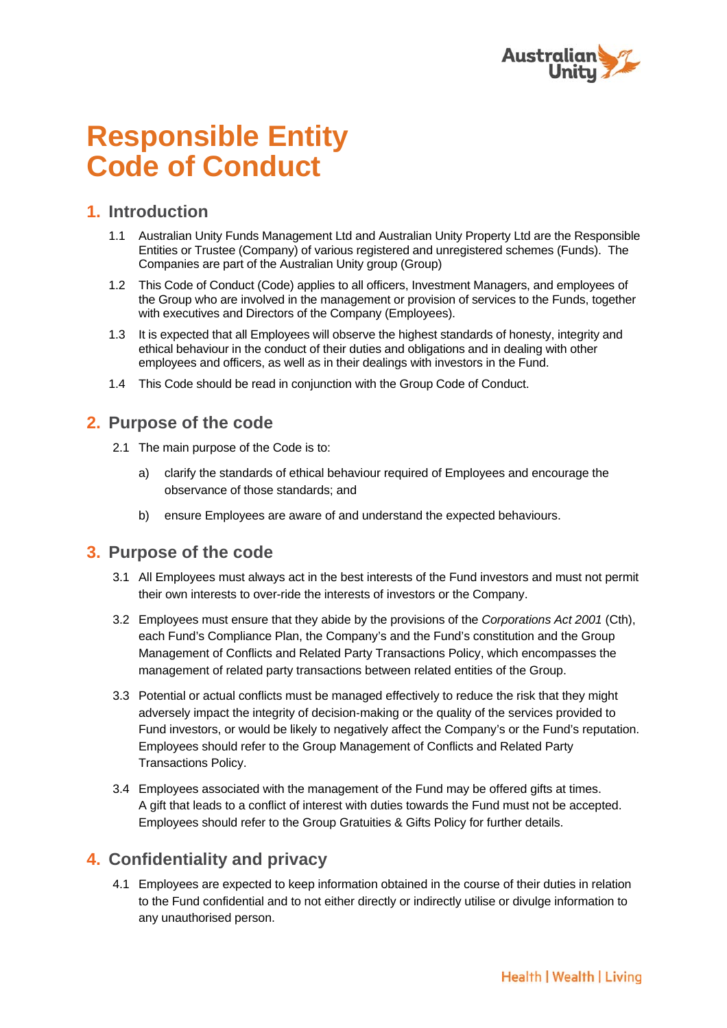# Responsible Entity Code of Conduct

## 1. Introduction

1.1 Australian Unity Funds Management Ltd and Australian Unity Property Ltd are the Responsible Entities or Trustee (Company) of various registered and unregistered schemes (Funds). The Companies are part of the Australian Unity group (Group)

1.2 This Code of Conduct (Code) applies to all officers, Investment Managers, and employees of the Group who are involved in the management or provision of services to the Funds, together with executives and Directors of the Company (Employees).

1.3 It is expected that all Employees will observe the highest standards of honesty, integrity and ethical behaviour in the conduct of their duties and obligations and in dealing with other employees and officers, as well as in their dealings with investors in the Fund.

1.4 This Code should be read in conjunction with the Group Code of Conduct.

## 2. Purpose of the code

2.1 The main purpose of the Code is to:

a) clarify the standards of ethical behaviour required of Employees and encourage the observance of those standards; and

b) ensure Employees are aware of and understand the expected behaviours.

## 3. Purpose of the code

3.1 All Employees must always act in the best interests of the Fund investors and must not permit their own interests to over-ride the interests of investors or the Company.

3.2 Employees must ensure that they abide by the provisions of the *Corporations Act 2001* (Cth), each Fund's Compliance Plan, the Company's and the Fund's constitution and the Group Management of Conflicts and Related Party Transactions Policy, which encompasses the management of related party transactions between related entities of the Group.

3.3 Potential or actual conflicts must be managed effectively to reduce the risk that they might adversely impact the integrity of decision-making or the quality of the services provided to Fund investors, or would be likely to negatively affect the Company's or the Fund's reputation. Employees should refer to the Group Management of Conflicts and Related Party Transactions Policy.

3.4 Employees associated with the management of the Fund may be offered gifts at times. A gift that leads to a conflict of interest with duties towards the Fund must not be accepted. Employees should refer to the Group Gratuities & Gifts Policy for further details.

## 4. Confidentiality and privacy

4.1 Employees are expected to keep information obtained in the course of their duties in relation to the Fund confidential and to not either directly or indirectly utilise or divulge information to any unauthorised person.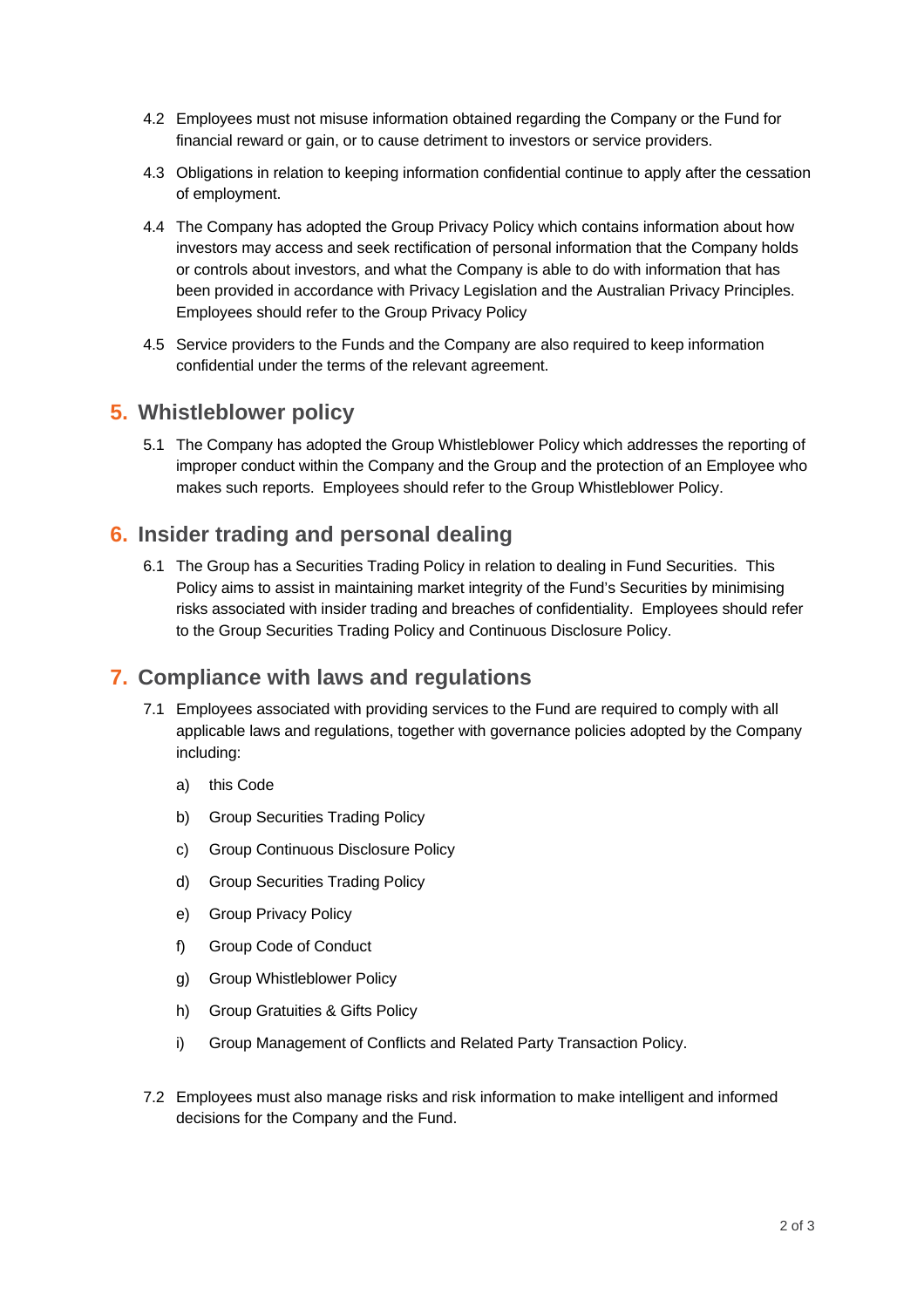4.2 Employees must not misuse information obtained regarding the Company or the Fund for financial reward or gain, or to cause detriment to investors or service providers.

4.3 Obligations in relation to keeping information confidential continue to apply after the cessation of employment.

4.4 The Company has adopted the Group Privacy Policy which contains information about how investors may access and seek rectification of personal information that the Company holds or controls about investors, and what the Company is able to do with information that has been provided in accordance with Privacy Legislation and the Australian Privacy Principles. Employees should refer to the Group Privacy Policy

4.5 Service providers to the Funds and the Company are also required to keep information confidential under the terms of the relevant agreement.

## 5. Whistleblower policy

5.1 The Company has adopted the Group Whistleblower Policy which addresses the reporting of improper conduct within the Company and the Group and the protection of an Employee who makes such reports. Employees should refer to the Group Whistleblower Policy.

## 6. Insider trading and personal dealing

6.1 The Group has a Securities Trading Policy in relation to dealing in Fund Securities. This Policy aims to assist in maintaining market integrity of the Fund's Securities by minimising risks associated with insider trading and breaches of confidentiality. Employees should refer to the Group Securities Trading Policy and Continuous Disclosure Policy.

## 7. Compliance with laws and regulations

7.1 Employees associated with providing services to the Fund are required to comply with all applicable laws and regulations, together with governance policies adopted by the Company including:

a) this Code

b) Group Securities Trading Policy

c) Group Continuous Disclosure Policy

d) Group Securities Trading Policy

e) Group Privacy Policy

f) Group Code of Conduct

g) Group Whistleblower Policy

h) Group Gratuities & Gifts Policy

i) Group Management of Conflicts and Related Party Transaction Policy.

7.2 Employees must also manage risks and risk information to make intelligent and informed decisions for the Company and the Fund.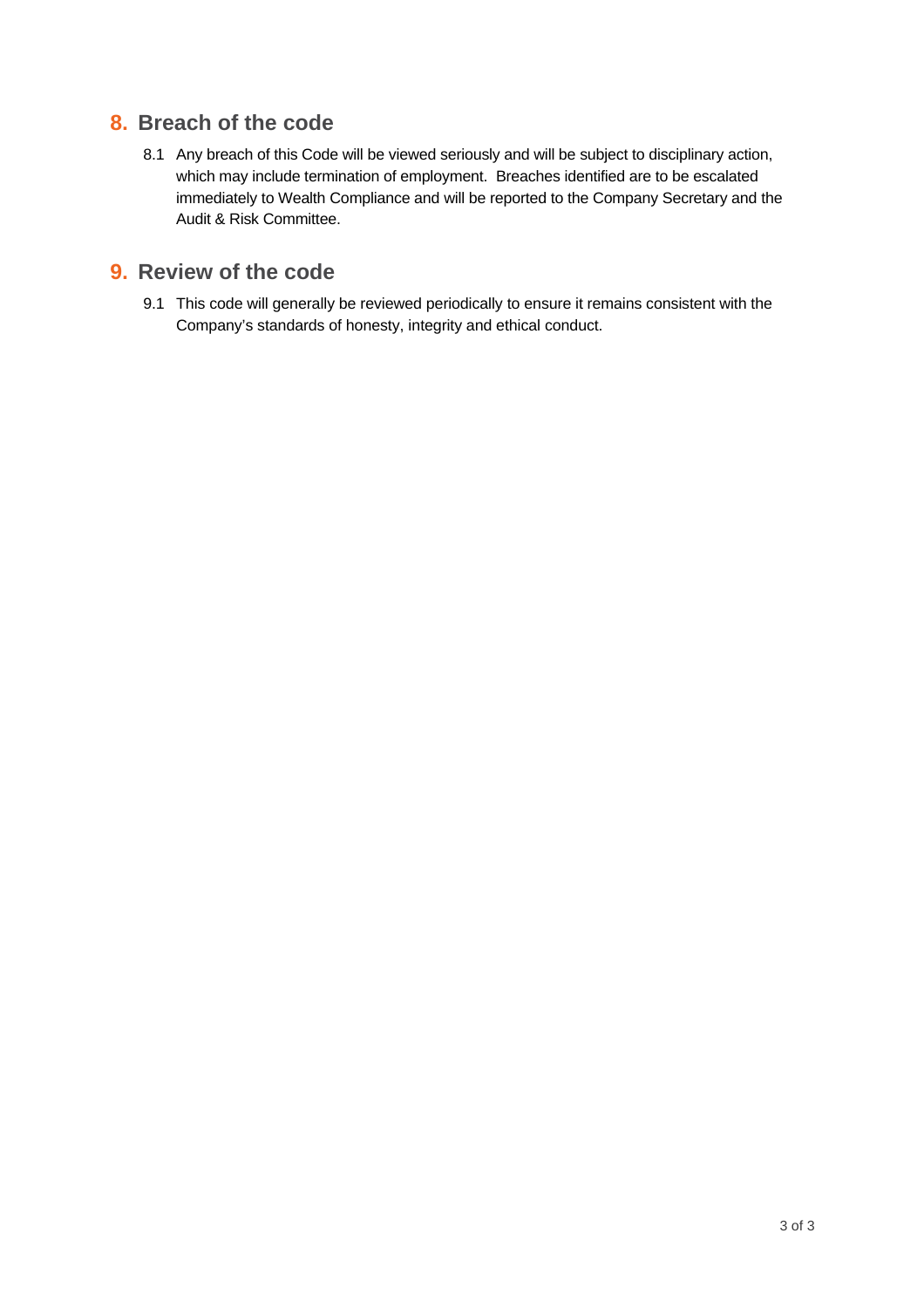## 8. Breach of the code

8.1 Any breach of this Code will be viewed seriously and will be subject to disciplinary action, which may include termination of employment. Breaches identified are to be escalated immediately to Wealth Compliance and will be reported to the Company Secretary and the Audit & Risk Committee.

## 9. Review of the code

9.1 This code will generally be reviewed periodically to ensure it remains consistent with the Company's standards of honesty, integrity and ethical conduct.